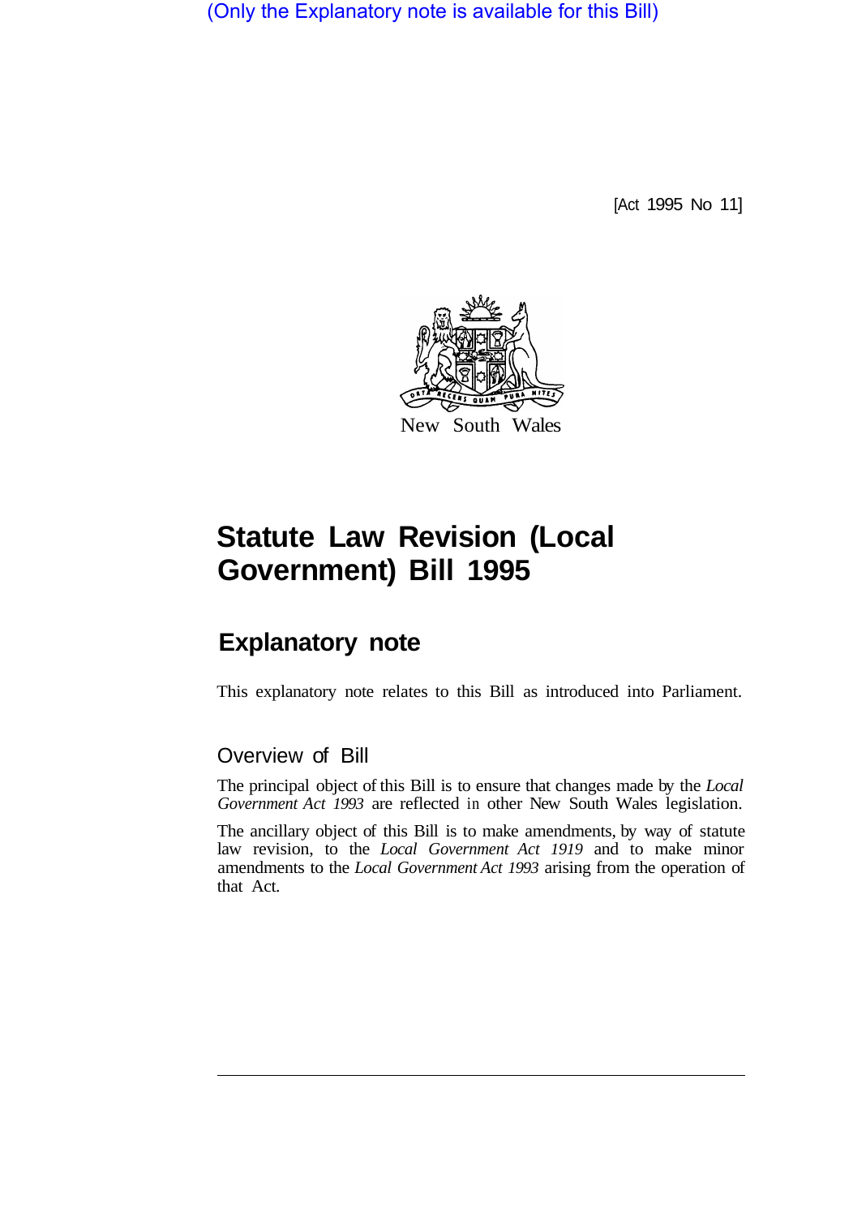(Only the Explanatory note is available for this Bill)

[Act 1995 No 11]

New South Wales

# Statute Law Revision (Local Government) Bill 1995

## Explanatory note

This explanatory note relates to this Bill as introduced into Parliament.

### Overview of Bill

The principal object of this Bill is to ensure that changes made by the *Local Government Act 1993* are reflected in other New South Wales legislation.

The ancillary object of this Bill is to make amendments, by way of statute law revision, to the *Local Government Act 1919* and to make minor amendments to the *Local Government Act 1993* arising from the operation of that Act.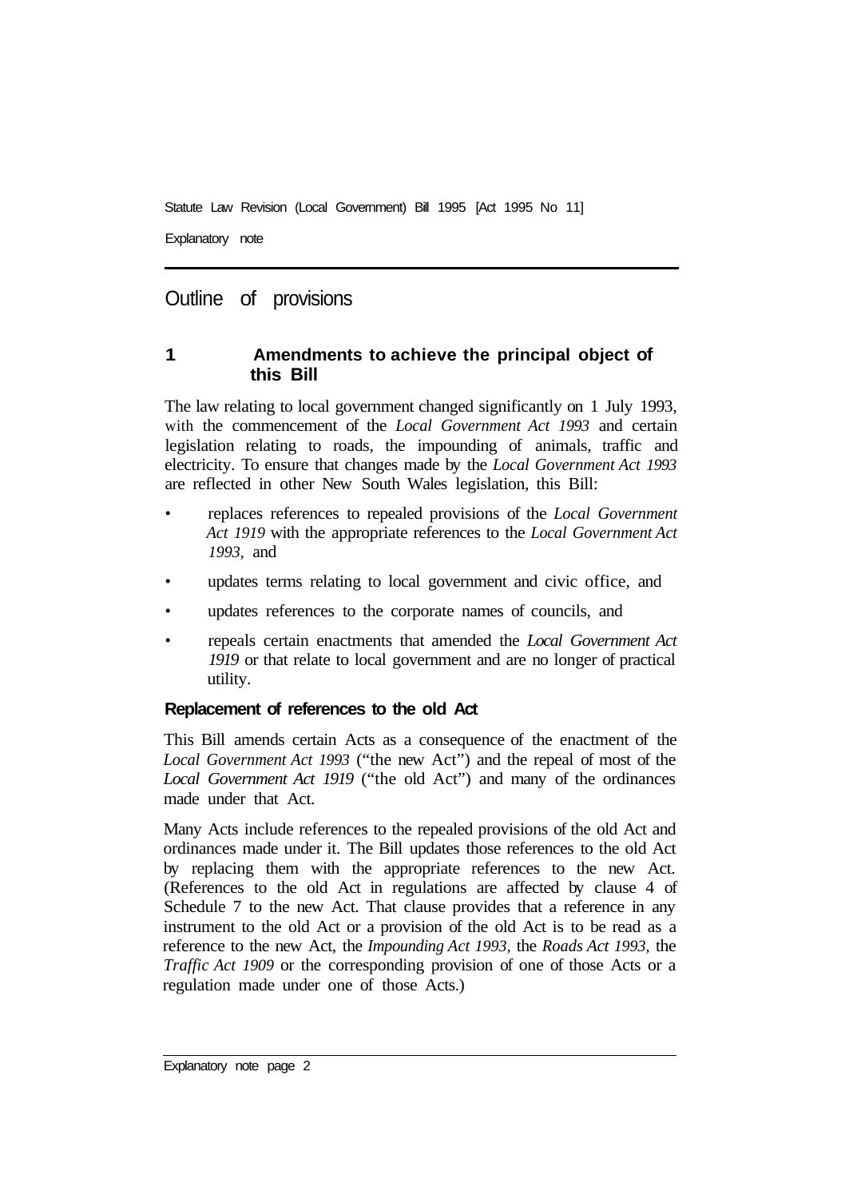## Outline of provisions

### 1 Amendments to achieve the principal object of this Bill

The law relating to local government changed significantly on 1 July 1993, with the commencement of the *Local Government Act 1993* and certain legislation relating to roads, the impounding of animals, traffic and electricity. To ensure that changes made by the *Local Government Act 1993* are reflected in other New South Wales legislation, this Bill:

- replaces references to repealed provisions of the *Local Government Act 1919* with the appropriate references to the *Local Government Act 1993*, and
- updates terms relating to local government and civic office, and
- updates references to the corporate names of councils, and
- repeals certain enactments that amended the *Local Government Act 1919* or that relate to local government and are no longer of practical utility.

#### Replacement of references to the old Act

This Bill amends certain Acts as a consequence of the enactment of the *Local Government Act 1993* ("the new Act") and the repeal of most of the *Local Government Act 1919* ("the old Act") and many of the ordinances made under that Act.

Many Acts include references to the repealed provisions of the old Act and ordinances made under it. The Bill updates those references to the old Act by replacing them with the appropriate references to the new Act. (References to the old Act in regulations are affected by clause 4 of Schedule 7 to the new Act. That clause provides that a reference in any instrument to the old Act or a provision of the old Act is to be read as a reference to the new Act, the *Impounding Act 1993*, the *Roads Act 1993*, the *Traffic Act 1909* or the corresponding provision of one of those Acts or a regulation made under one of those Acts.)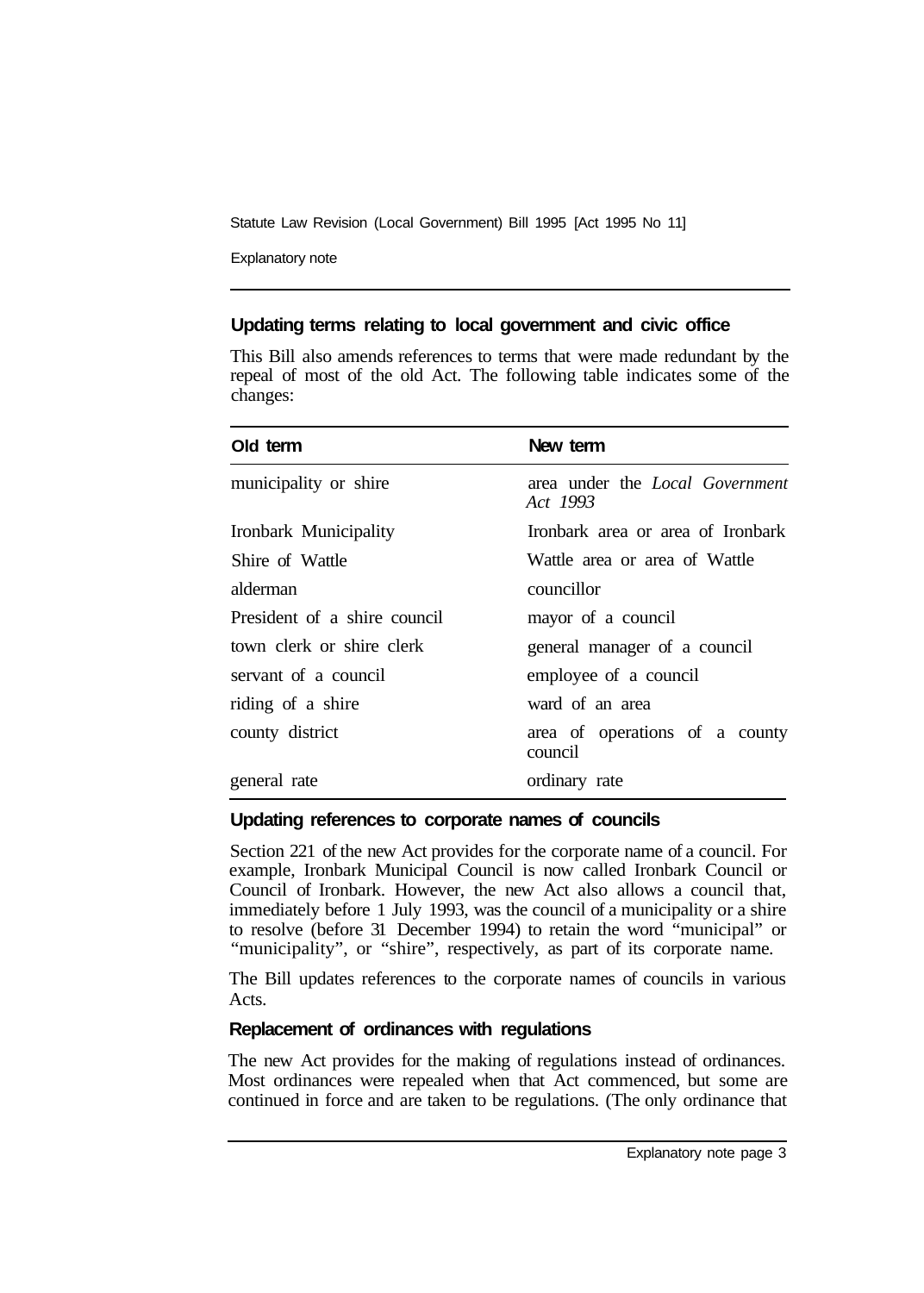### Updating terms relating to local government and civic office

This Bill also amends references to terms that were made redundant by the repeal of most of the old Act. The following table indicates some of the changes:

| Old term | New term |
| --- | --- |
| municipality or shire | area under the *Local Government Act 1993* |
| Ironbark Municipality | Ironbark area or area of Ironbark |
| Shire of Wattle | Wattle area or area of Wattle |
| alderman | councillor |
| President of a shire council | mayor of a council |
| town clerk or shire clerk | general manager of a council |
| servant of a council | employee of a council |
| riding of a shire | ward of an area |
| county district | area of operations of a county council |
| general rate | ordinary rate |

### Updating references to corporate names of councils

Section 221 of the new Act provides for the corporate name of a council. For example, Ironbark Municipal Council is now called Ironbark Council or Council of Ironbark. However, the new Act also allows a council that, immediately before 1 July 1993, was the council of a municipality or a shire to resolve (before 31 December 1994) to retain the word "municipal" or "municipality", or "shire", respectively, as part of its corporate name.

The Bill updates references to the corporate names of councils in various Acts.

### Replacement of ordinances with regulations

The new Act provides for the making of regulations instead of ordinances. Most ordinances were repealed when that Act commenced, but some are continued in force and are taken to be regulations. (The only ordinance that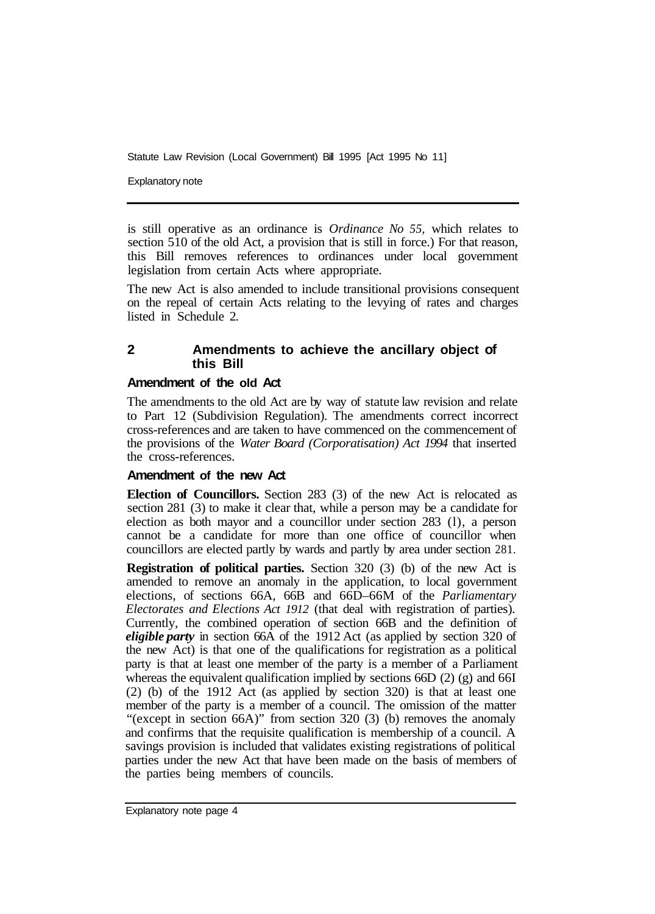is still operative as an ordinance is *Ordinance No 55,* which relates to section 510 of the old Act, a provision that is still in force.) For that reason, this Bill removes references to ordinances under local government legislation from certain Acts where appropriate.

The new Act is also amended to include transitional provisions consequent on the repeal of certain Acts relating to the levying of rates and charges listed in Schedule 2.

## 2 Amendments to achieve the ancillary object of this Bill

### Amendment of the old Act

The amendments to the old Act are by way of statute law revision and relate to Part 12 (Subdivision Regulation). The amendments correct incorrect cross-references and are taken to have commenced on the commencement of the provisions of the *Water Board (Corporatisation) Act 1994* that inserted the cross-references.

### Amendment of the new Act

**Election of Councillors.** Section 283 (3) of the new Act is relocated as section 281 (3) to make it clear that, while a person may be a candidate for election as both mayor and a councillor under section 283 (1), a person cannot be a candidate for more than one office of councillor when councillors are elected partly by wards and partly by area under section 281.

**Registration of political parties.** Section 320 (3) (b) of the new Act is amended to remove an anomaly in the application, to local government elections, of sections 66A, 66B and 66D–66M of the *Parliamentary Electorates and Elections Act 1912* (that deal with registration of parties). Currently, the combined operation of section 66B and the definition of ***eligible party*** in section 66A of the 1912 Act (as applied by section 320 of the new Act) is that one of the qualifications for registration as a political party is that at least one member of the party is a member of a Parliament whereas the equivalent qualification implied by sections 66D (2) (g) and 66I (2) (b) of the 1912 Act (as applied by section 320) is that at least one member of the party is a member of a council. The omission of the matter "(except in section 66A)" from section 320 (3) (b) removes the anomaly and confirms that the requisite qualification is membership of a council. A savings provision is included that validates existing registrations of political parties under the new Act that have been made on the basis of members of the parties being members of councils.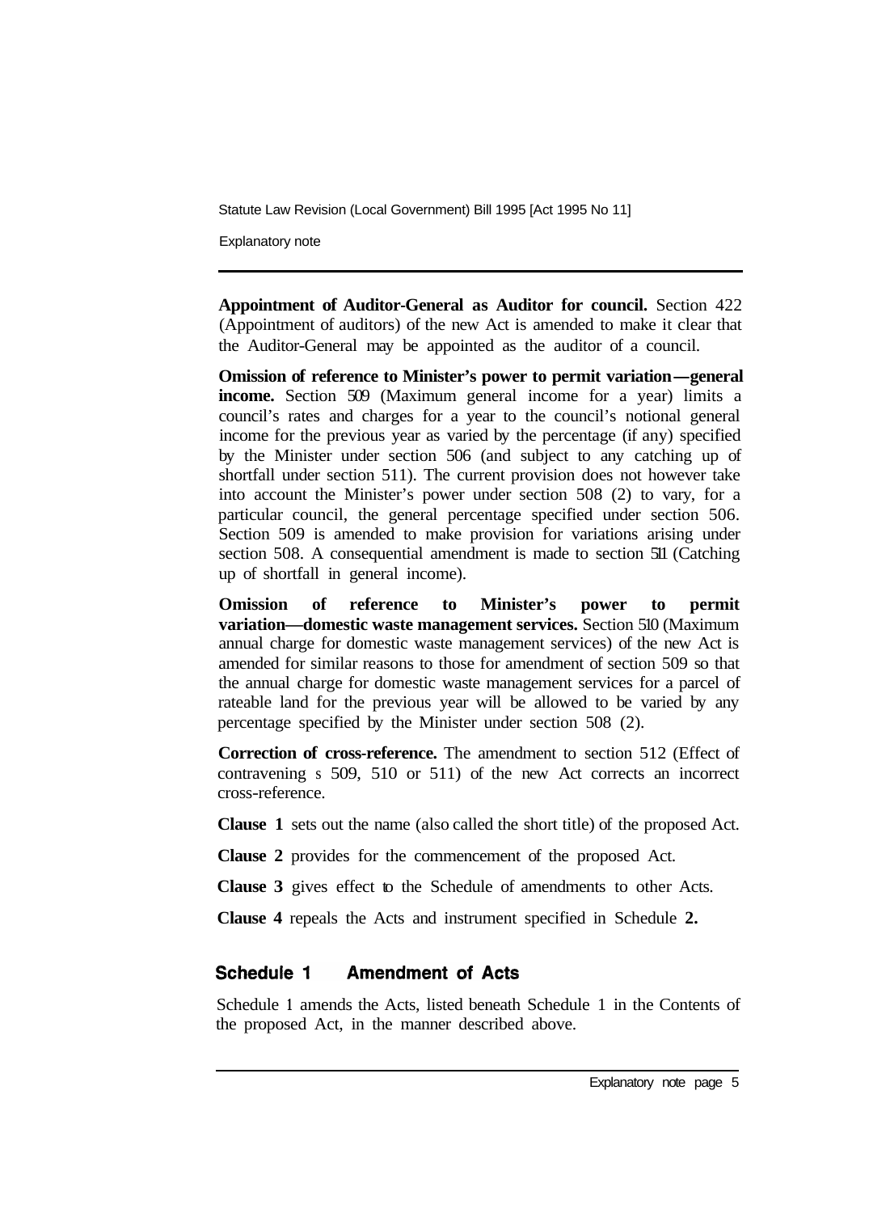**Appointment of Auditor-General as Auditor for council.** Section 422 (Appointment of auditors) of the new Act is amended to make it clear that the Auditor-General may be appointed as the auditor of a council.

**Omission of reference to Minister's power to permit variation—general income.** Section 509 (Maximum general income for a year) limits a council's rates and charges for a year to the council's notional general income for the previous year as varied by the percentage (if any) specified by the Minister under section 506 (and subject to any catching up of shortfall under section 511). The current provision does not however take into account the Minister's power under section 508 (2) to vary, for a particular council, the general percentage specified under section 506. Section 509 is amended to make provision for variations arising under section 508. A consequential amendment is made to section 511 (Catching up of shortfall in general income).

**Omission of reference to Minister's power to permit variation—domestic waste management services.** Section 510 (Maximum annual charge for domestic waste management services) of the new Act is amended for similar reasons to those for amendment of section 509 so that the annual charge for domestic waste management services for a parcel of rateable land for the previous year will be allowed to be varied by any percentage specified by the Minister under section 508 (2).

**Correction of cross-reference.** The amendment to section 512 (Effect of contravening s 509, 510 or 511) of the new Act corrects an incorrect cross-reference.

**Clause 1** sets out the name (also called the short title) of the proposed Act.

**Clause 2** provides for the commencement of the proposed Act.

**Clause 3** gives effect to the Schedule of amendments to other Acts.

**Clause 4** repeals the Acts and instrument specified in Schedule **2.**

## Schedule 1 Amendment of Acts

Schedule 1 amends the Acts, listed beneath Schedule 1 in the Contents of the proposed Act, in the manner described above.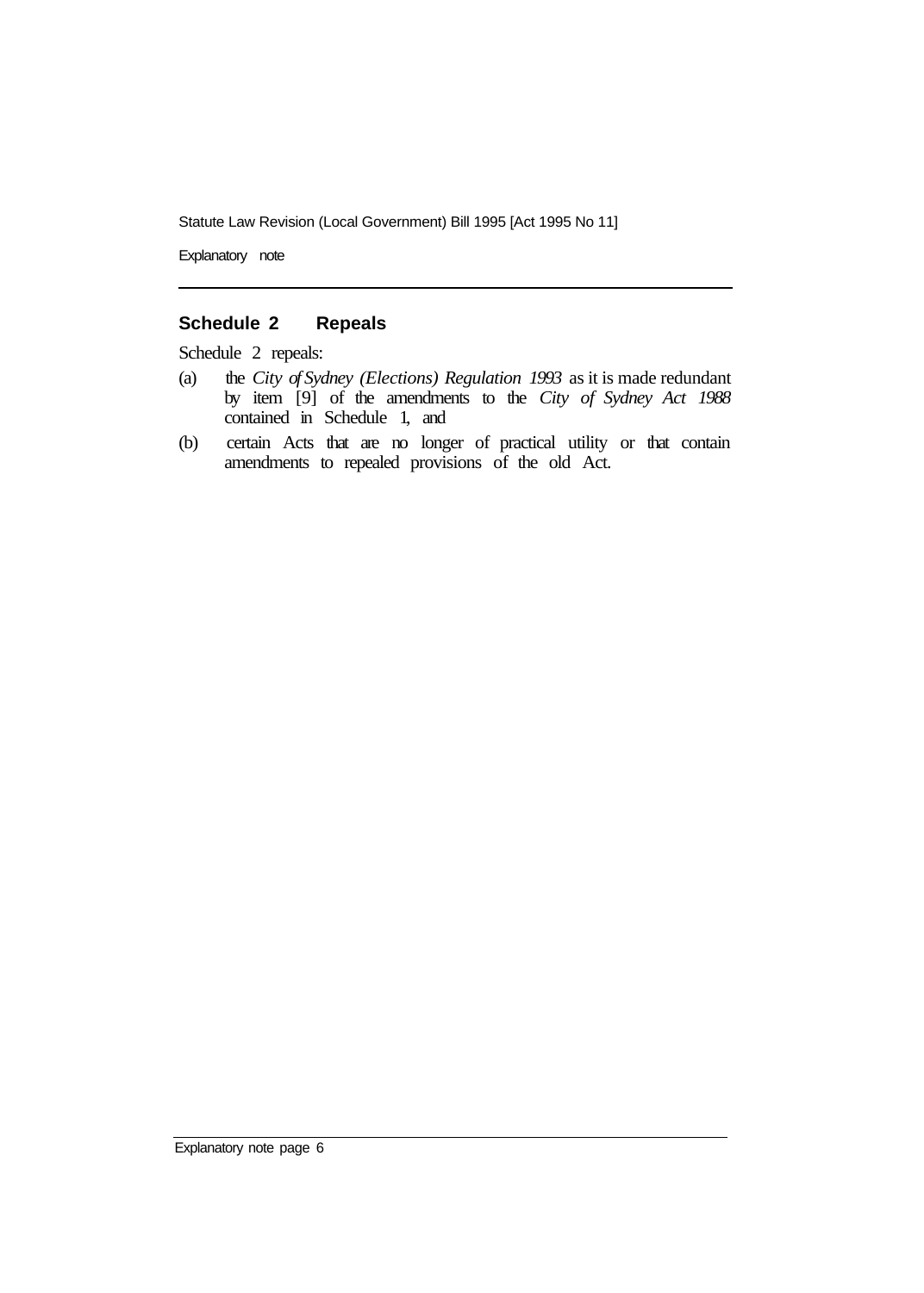## Schedule 2 Repeals

Schedule 2 repeals:

(a) the *City of Sydney (Elections) Regulation 1993* as it is made redundant by item [9] of the amendments to the *City of Sydney Act 1988* contained in Schedule 1, and

(b) certain Acts that are no longer of practical utility or that contain amendments to repealed provisions of the old Act.